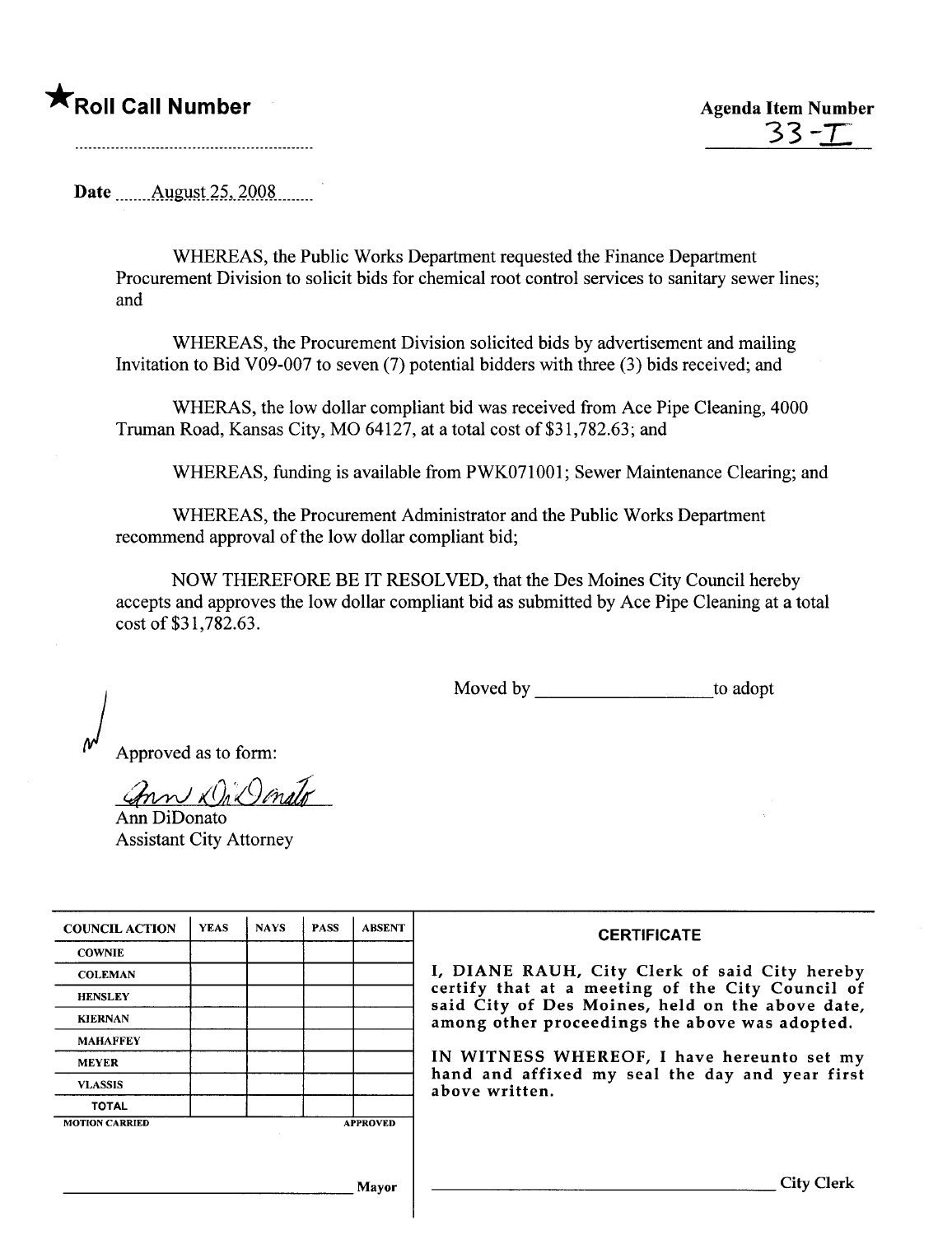★**Roll Call Number**

**Agenda Item Number**
33-I

Date August 25, 2008

WHEREAS, the Public Works Department requested the Finance Department Procurement Division to solicit bids for chemical root control services to sanitary sewer lines; and

WHEREAS, the Procurement Division solicited bids by advertisement and mailing Invitation to Bid V09-007 to seven (7) potential bidders with three (3) bids received; and

WHERAS, the low dollar compliant bid was received from Ace Pipe Cleaning, 4000 Truman Road, Kansas City, MO 64127, at a total cost of $31,782.63; and

WHEREAS, funding is available from PWK071001; Sewer Maintenance Clearing; and

WHEREAS, the Procurement Administrator and the Public Works Department recommend approval of the low dollar compliant bid;

NOW THEREFORE BE IT RESOLVED, that the Des Moines City Council hereby accepts and approves the low dollar compliant bid as submitted by Ace Pipe Cleaning at a total cost of $31,782.63.

Moved by ____________________ to adopt

Approved as to form:

Ann DiDonato
Ann DiDonato
Assistant City Attorney

| COUNCIL ACTION | YEAS | NAYS | PASS | ABSENT |
|---|---|---|---|---|
| COWNIE | | | | |
| COLEMAN | | | | |
| HENSLEY | | | | |
| KIERNAN | | | | |
| MAHAFFEY | | | | |
| MEYER | | | | |
| VLASSIS | | | | |
| TOTAL | | | | |
| MOTION CARRIED | | | | APPROVED |

____________________________ Mayor

**CERTIFICATE**

I, DIANE RAUH, City Clerk of said City hereby certify that at a meeting of the City Council of said City of Des Moines, held on the above date, among other proceedings the above was adopted.

IN WITNESS WHEREOF, I have hereunto set my hand and affixed my seal the day and year first above written.

____________________________ City Clerk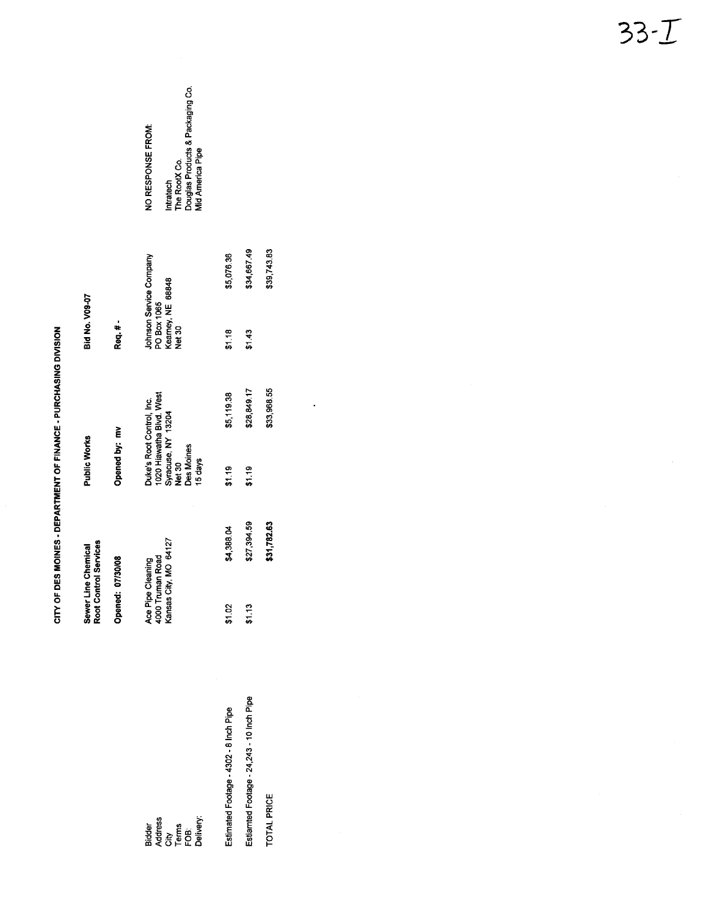33-I

# CITY OF DES MOINES - DEPARTMENT OF FINANCE - PURCHASING DIVISION

**Sewer Line Chemical Root Control Services** | **Public Works** | **Bid No. V09-07**

**Opened: 07/30/08** | **Opened by: mv** | **Req. # -**

| | | | | | | | |
|---|---|---|---|---|---|---|---|
| Bidder<br>Address<br>City<br>Terms<br>FOB:<br>Delivery: | Ace Pipe Cleaning<br>4000 Truman Road<br>Kansas City, MO 64127 | | Duke's Root Control, Inc.<br>1020 Hiawatha Blvd. West<br>Syracuse, NY 13204<br>Net 30<br>Des Moines<br>15 days | | Johnson Service Company<br>PO Box 1065<br>Kearney, NE 68848<br>Net 30 | | NO RESPONSE FROM:<br><br>Intratech<br>The RootX Co.<br>Douglas Products & Packaging Co.<br>Mid America Pipe |
| Estimated Footage - 4302 - 8 Inch Pipe | $1.02 | $4,388.04 | $1.19 | $5,119.38 | $1.18 | $5,076.36 | |
| Estiamted Footage - 24,243 - 10 Inch Pipe | $1.13 | $27,394.59 | $1.19 | $28,849.17 | $1.43 | $34,667.49 | |
| TOTAL PRICE | | $31,782.63 | | $33,968.55 | | $39,743.83 | |